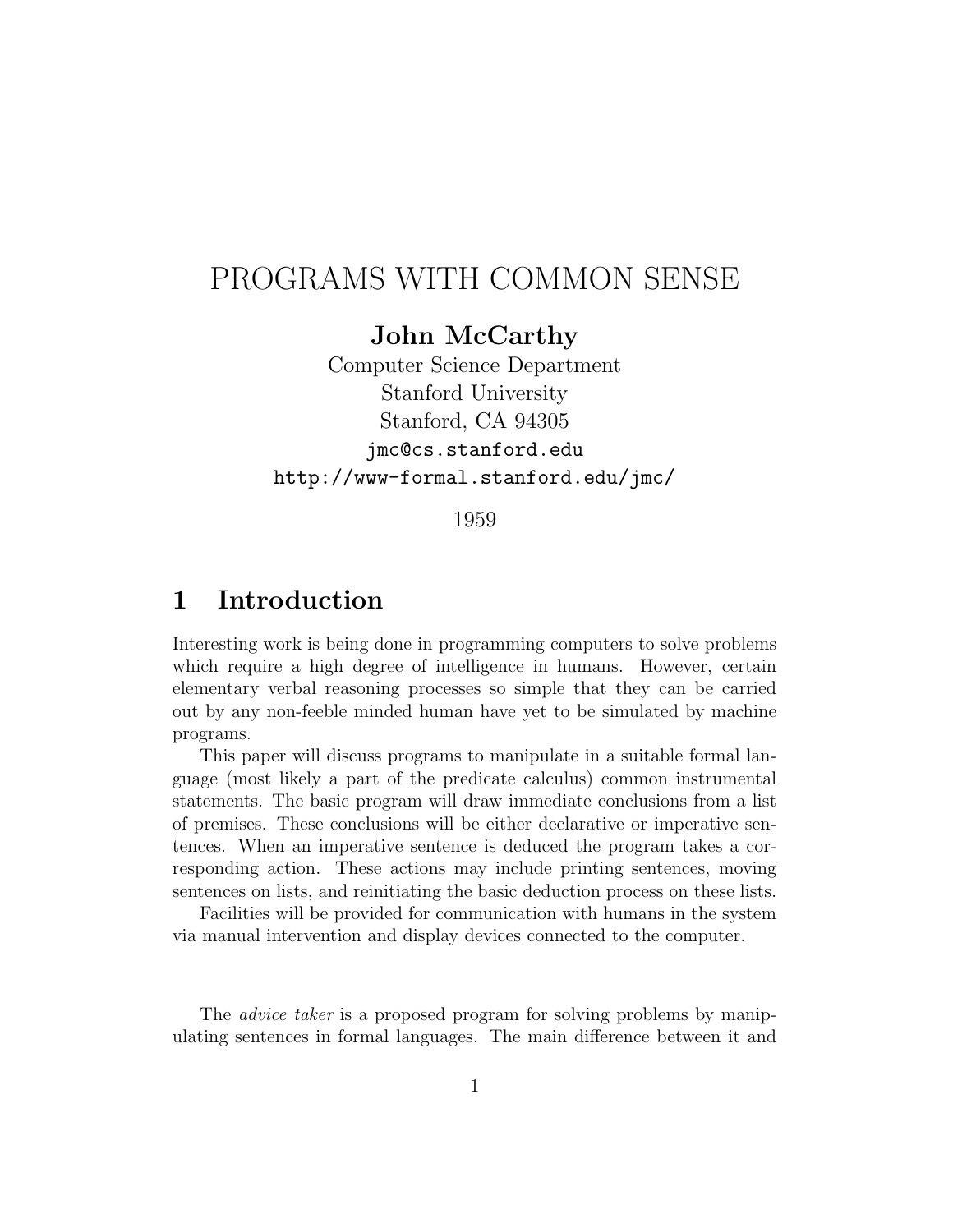# PROGRAMS WITH COMMON SENSE

**John McCarthy**

Computer Science Department
Stanford University
Stanford, CA 94305
jmc@cs.stanford.edu
http://www-formal.stanford.edu/jmc/

1959

## 1 Introduction

Interesting work is being done in programming computers to solve problems which require a high degree of intelligence in humans. However, certain elementary verbal reasoning processes so simple that they can be carried out by any non-feeble minded human have yet to be simulated by machine programs.

This paper will discuss programs to manipulate in a suitable formal language (most likely a part of the predicate calculus) common instrumental statements. The basic program will draw immediate conclusions from a list of premises. These conclusions will be either declarative or imperative sentences. When an imperative sentence is deduced the program takes a corresponding action. These actions may include printing sentences, moving sentences on lists, and reinitiating the basic deduction process on these lists.

Facilities will be provided for communication with humans in the system via manual intervention and display devices connected to the computer.

The *advice taker* is a proposed program for solving problems by manipulating sentences in formal languages. The main difference between it and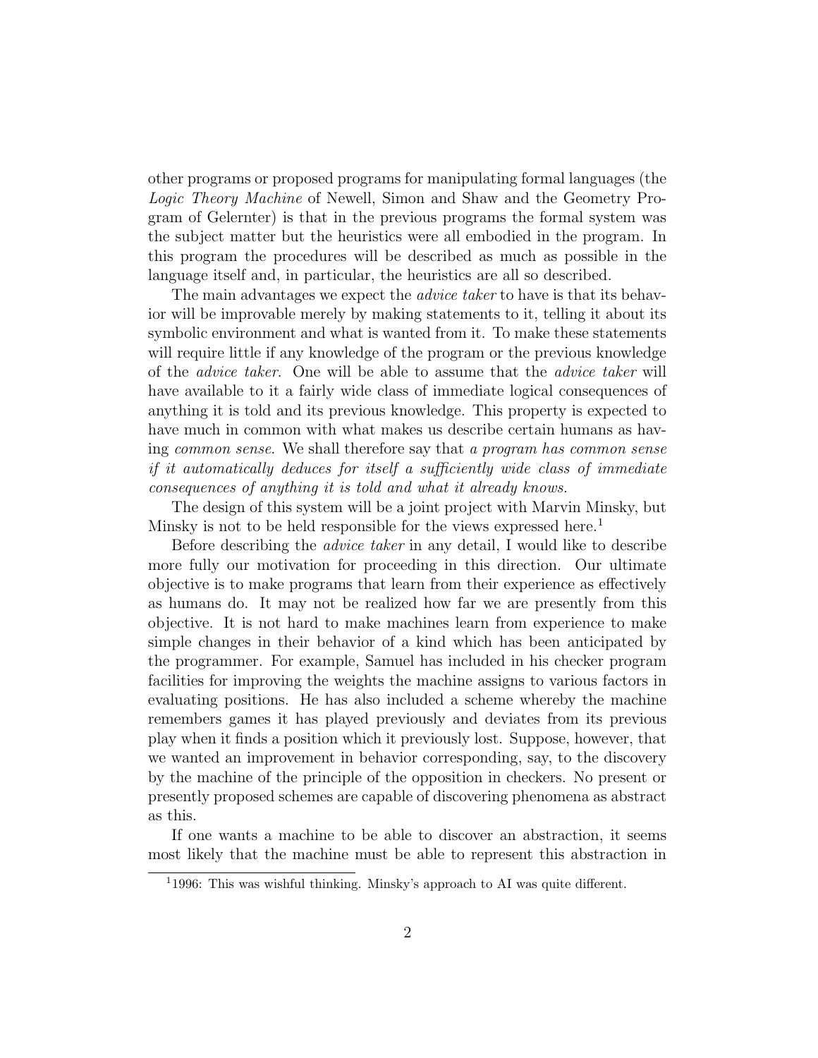other programs or proposed programs for manipulating formal languages (the *Logic Theory Machine* of Newell, Simon and Shaw and the Geometry Program of Gelernter) is that in the previous programs the formal system was the subject matter but the heuristics were all embodied in the program. In this program the procedures will be described as much as possible in the language itself and, in particular, the heuristics are all so described.

The main advantages we expect the *advice taker* to have is that its behavior will be improvable merely by making statements to it, telling it about its symbolic environment and what is wanted from it. To make these statements will require little if any knowledge of the program or the previous knowledge of the *advice taker*. One will be able to assume that the *advice taker* will have available to it a fairly wide class of immediate logical consequences of anything it is told and its previous knowledge. This property is expected to have much in common with what makes us describe certain humans as having *common sense*. We shall therefore say that *a program has common sense if it automatically deduces for itself a sufficiently wide class of immediate consequences of anything it is told and what it already knows.*

The design of this system will be a joint project with Marvin Minsky, but Minsky is not to be held responsible for the views expressed here.[1]

Before describing the *advice taker* in any detail, I would like to describe more fully our motivation for proceeding in this direction. Our ultimate objective is to make programs that learn from their experience as effectively as humans do. It may not be realized how far we are presently from this objective. It is not hard to make machines learn from experience to make simple changes in their behavior of a kind which has been anticipated by the programmer. For example, Samuel has included in his checker program facilities for improving the weights the machine assigns to various factors in evaluating positions. He has also included a scheme whereby the machine remembers games it has played previously and deviates from its previous play when it finds a position which it previously lost. Suppose, however, that we wanted an improvement in behavior corresponding, say, to the discovery by the machine of the principle of the opposition in checkers. No present or presently proposed schemes are capable of discovering phenomena as abstract as this.

If one wants a machine to be able to discover an abstraction, it seems most likely that the machine must be able to represent this abstraction in

[1] 1996: This was wishful thinking. Minsky's approach to AI was quite different.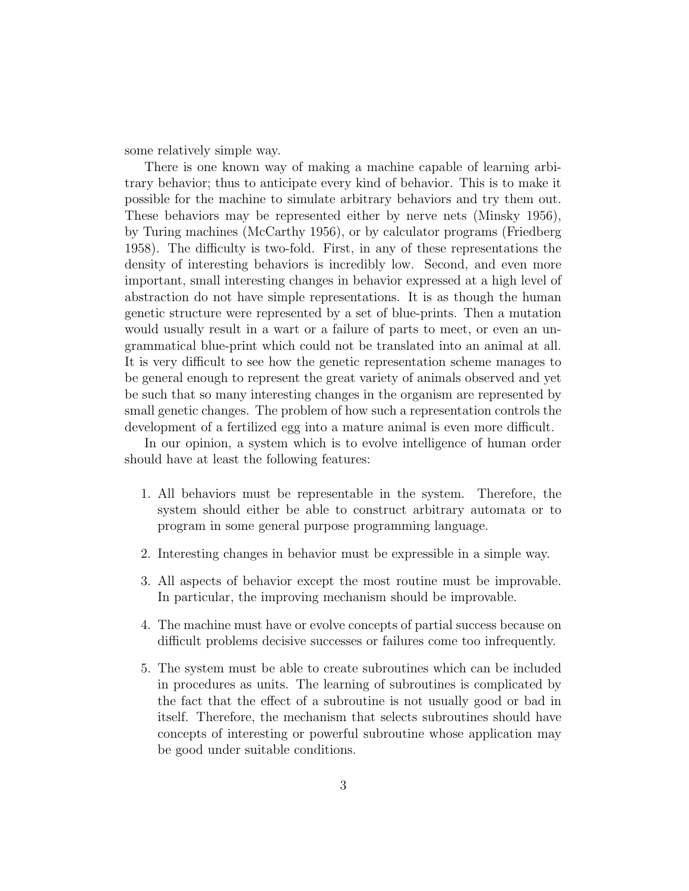some relatively simple way.

There is one known way of making a machine capable of learning arbitrary behavior; thus to anticipate every kind of behavior. This is to make it possible for the machine to simulate arbitrary behaviors and try them out. These behaviors may be represented either by nerve nets (Minsky 1956), by Turing machines (McCarthy 1956), or by calculator programs (Friedberg 1958). The difficulty is two-fold. First, in any of these representations the density of interesting behaviors is incredibly low. Second, and even more important, small interesting changes in behavior expressed at a high level of abstraction do not have simple representations. It is as though the human genetic structure were represented by a set of blue-prints. Then a mutation would usually result in a wart or a failure of parts to meet, or even an ungrammatical blue-print which could not be translated into an animal at all. It is very difficult to see how the genetic representation scheme manages to be general enough to represent the great variety of animals observed and yet be such that so many interesting changes in the organism are represented by small genetic changes. The problem of how such a representation controls the development of a fertilized egg into a mature animal is even more difficult.

In our opinion, a system which is to evolve intelligence of human order should have at least the following features:

1. All behaviors must be representable in the system. Therefore, the system should either be able to construct arbitrary automata or to program in some general purpose programming language.
2. Interesting changes in behavior must be expressible in a simple way.
3. All aspects of behavior except the most routine must be improvable. In particular, the improving mechanism should be improvable.
4. The machine must have or evolve concepts of partial success because on difficult problems decisive successes or failures come too infrequently.
5. The system must be able to create subroutines which can be included in procedures as units. The learning of subroutines is complicated by the fact that the effect of a subroutine is not usually good or bad in itself. Therefore, the mechanism that selects subroutines should have concepts of interesting or powerful subroutine whose application may be good under suitable conditions.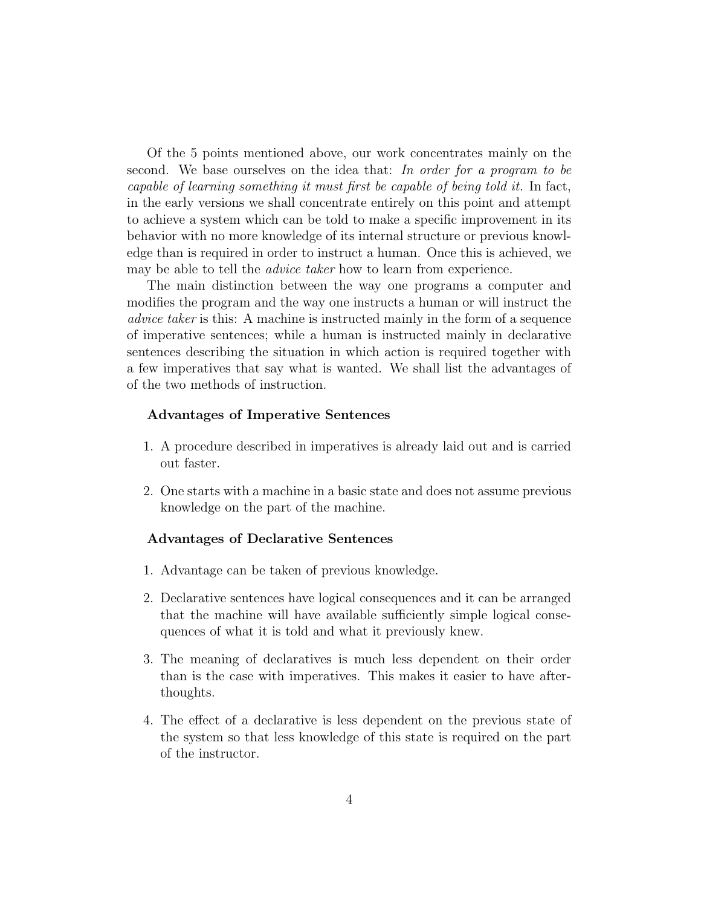Of the 5 points mentioned above, our work concentrates mainly on the second. We base ourselves on the idea that: *In order for a program to be capable of learning something it must first be capable of being told it.* In fact, in the early versions we shall concentrate entirely on this point and attempt to achieve a system which can be told to make a specific improvement in its behavior with no more knowledge of its internal structure or previous knowledge than is required in order to instruct a human. Once this is achieved, we may be able to tell the *advice taker* how to learn from experience.

The main distinction between the way one programs a computer and modifies the program and the way one instructs a human or will instruct the *advice taker* is this: A machine is instructed mainly in the form of a sequence of imperative sentences; while a human is instructed mainly in declarative sentences describing the situation in which action is required together with a few imperatives that say what is wanted. We shall list the advantages of of the two methods of instruction.

**Advantages of Imperative Sentences**

1. A procedure described in imperatives is already laid out and is carried out faster.
2. One starts with a machine in a basic state and does not assume previous knowledge on the part of the machine.

**Advantages of Declarative Sentences**

1. Advantage can be taken of previous knowledge.
2. Declarative sentences have logical consequences and it can be arranged that the machine will have available sufficiently simple logical consequences of what it is told and what it previously knew.
3. The meaning of declaratives is much less dependent on their order than is the case with imperatives. This makes it easier to have afterthoughts.
4. The effect of a declarative is less dependent on the previous state of the system so that less knowledge of this state is required on the part of the instructor.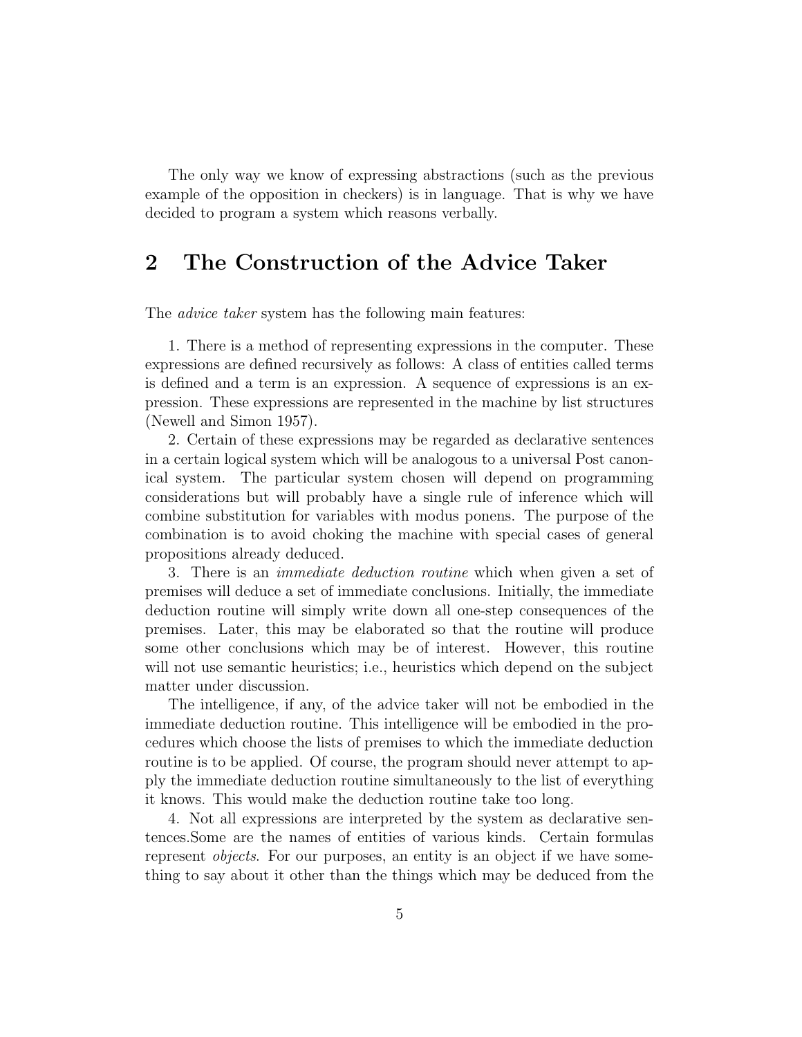The only way we know of expressing abstractions (such as the previous example of the opposition in checkers) is in language. That is why we have decided to program a system which reasons verbally.

## 2 The Construction of the Advice Taker

The *advice taker* system has the following main features:

1. There is a method of representing expressions in the computer. These expressions are defined recursively as follows: A class of entities called terms is defined and a term is an expression. A sequence of expressions is an expression. These expressions are represented in the machine by list structures (Newell and Simon 1957).

2. Certain of these expressions may be regarded as declarative sentences in a certain logical system which will be analogous to a universal Post canonical system. The particular system chosen will depend on programming considerations but will probably have a single rule of inference which will combine substitution for variables with modus ponens. The purpose of the combination is to avoid choking the machine with special cases of general propositions already deduced.

3. There is an *immediate deduction routine* which when given a set of premises will deduce a set of immediate conclusions. Initially, the immediate deduction routine will simply write down all one-step consequences of the premises. Later, this may be elaborated so that the routine will produce some other conclusions which may be of interest. However, this routine will not use semantic heuristics; i.e., heuristics which depend on the subject matter under discussion.

The intelligence, if any, of the advice taker will not be embodied in the immediate deduction routine. This intelligence will be embodied in the procedures which choose the lists of premises to which the immediate deduction routine is to be applied. Of course, the program should never attempt to apply the immediate deduction routine simultaneously to the list of everything it knows. This would make the deduction routine take too long.

4. Not all expressions are interpreted by the system as declarative sentences.Some are the names of entities of various kinds. Certain formulas represent *objects*. For our purposes, an entity is an object if we have something to say about it other than the things which may be deduced from the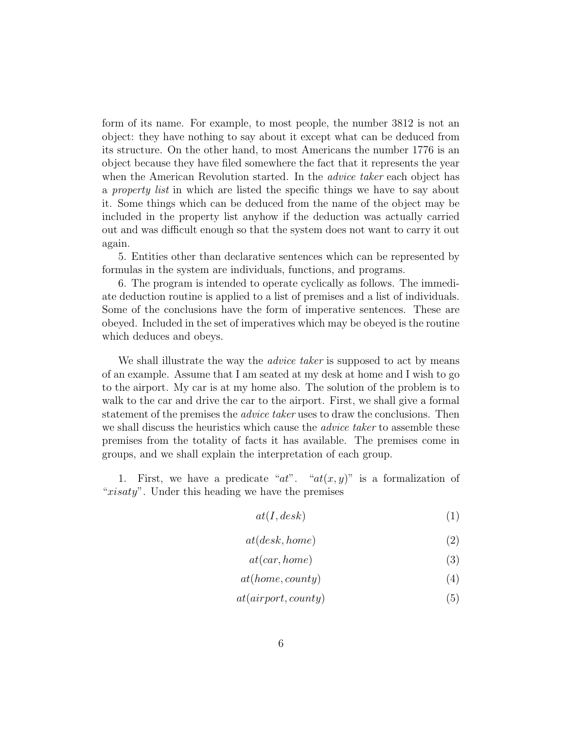form of its name. For example, to most people, the number 3812 is not an object: they have nothing to say about it except what can be deduced from its structure. On the other hand, to most Americans the number 1776 is an object because they have filed somewhere the fact that it represents the year when the American Revolution started. In the *advice taker* each object has a *property list* in which are listed the specific things we have to say about it. Some things which can be deduced from the name of the object may be included in the property list anyhow if the deduction was actually carried out and was difficult enough so that the system does not want to carry it out again.

5. Entities other than declarative sentences which can be represented by formulas in the system are individuals, functions, and programs.

6. The program is intended to operate cyclically as follows. The immediate deduction routine is applied to a list of premises and a list of individuals. Some of the conclusions have the form of imperative sentences. These are obeyed. Included in the set of imperatives which may be obeyed is the routine which deduces and obeys.

We shall illustrate the way the *advice taker* is supposed to act by means of an example. Assume that I am seated at my desk at home and I wish to go to the airport. My car is at my home also. The solution of the problem is to walk to the car and drive the car to the airport. First, we shall give a formal statement of the premises the *advice taker* uses to draw the conclusions. Then we shall discuss the heuristics which cause the *advice taker* to assemble these premises from the totality of facts it has available. The premises come in groups, and we shall explain the interpretation of each group.

1. First, we have a predicate "$at$". "$at(x, y)$" is a formalization of "$x is at y$". Under this heading we have the premises

$$at(I, desk) \tag{1}$$

$$at(desk, home) \tag{2}$$

$$at(car, home) \tag{3}$$

$$at(home, county) \tag{4}$$

$$at(airport, county) \tag{5}$$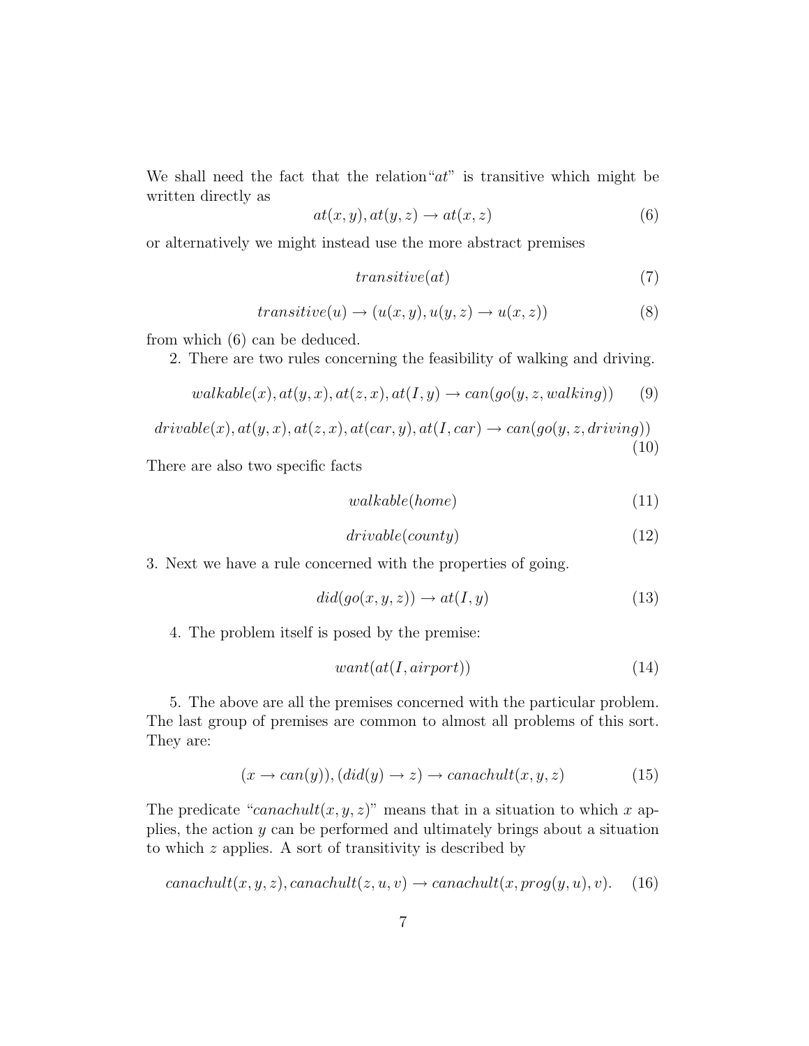We shall need the fact that the relation "$at$" is transitive which might be written directly as

$$at(x, y), at(y, z) \rightarrow at(x, z) \tag{6}$$

or alternatively we might instead use the more abstract premises

$$transitive(at) \tag{7}$$

$$transitive(u) \rightarrow (u(x, y), u(y, z) \rightarrow u(x, z)) \tag{8}$$

from which (6) can be deduced.

2. There are two rules concerning the feasibility of walking and driving.

$$walkable(x), at(y, x), at(z, x), at(I, y) \rightarrow can(go(y, z, walking)) \tag{9}$$

$$drivable(x), at(y, x), at(z, x), at(car, y), at(I, car) \rightarrow can(go(y, z, driving)) \tag{10}$$

There are also two specific facts

$$walkable(home) \tag{11}$$

$$drivable(county) \tag{12}$$

3. Next we have a rule concerned with the properties of going.

$$did(go(x, y, z)) \rightarrow at(I, y) \tag{13}$$

4. The problem itself is posed by the premise:

$$want(at(I, airport)) \tag{14}$$

5. The above are all the premises concerned with the particular problem. The last group of premises are common to almost all problems of this sort. They are:

$$(x \rightarrow can(y)), (did(y) \rightarrow z) \rightarrow canachult(x, y, z) \tag{15}$$

The predicate "$canachult(x, y, z)$" means that in a situation to which $x$ applies, the action $y$ can be performed and ultimately brings about a situation to which $z$ applies. A sort of transitivity is described by

$$canachult(x, y, z), canachult(z, u, v) \rightarrow canachult(x, prog(y, u), v). \tag{16}$$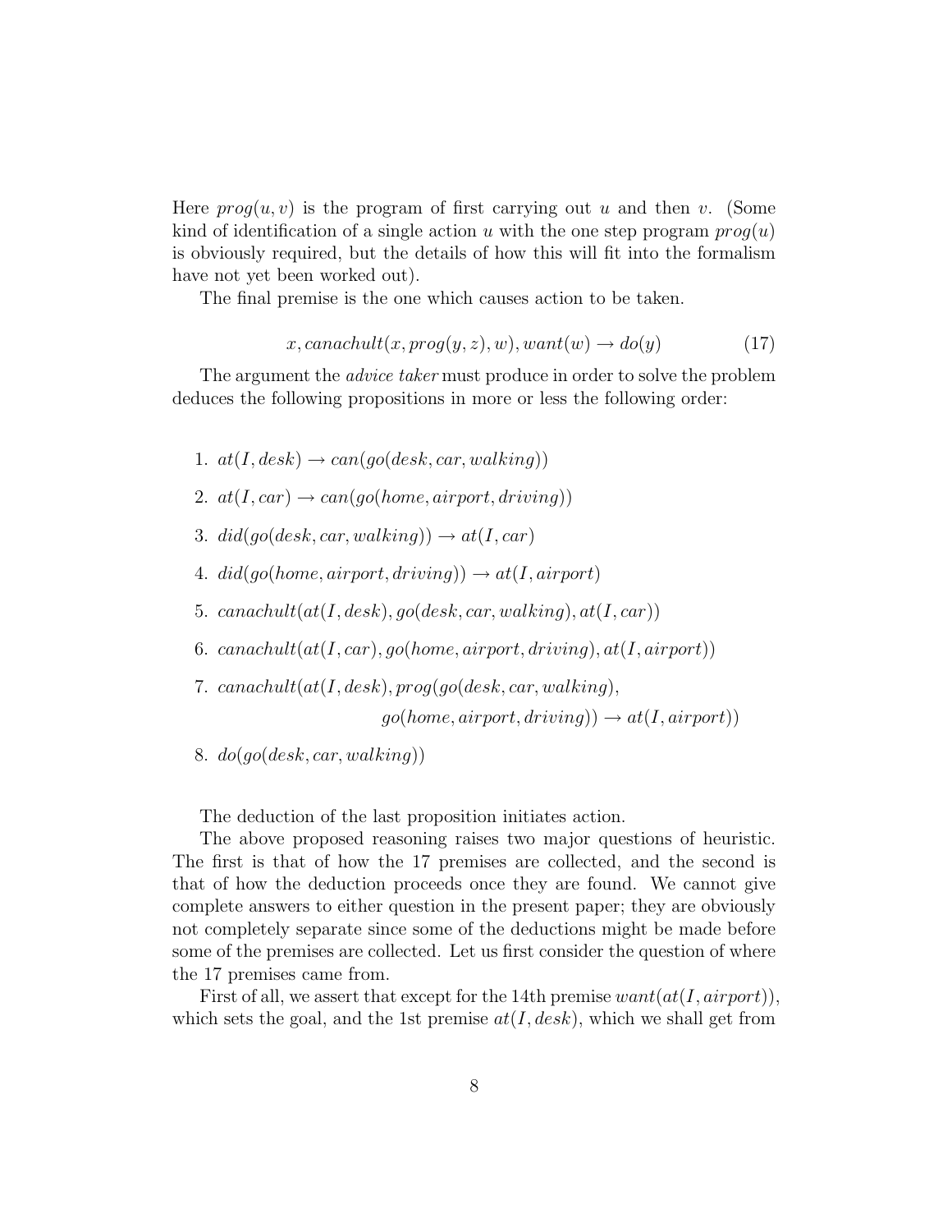Here $prog(u, v)$ is the program of first carrying out $u$ and then $v$. (Some kind of identification of a single action $u$ with the one step program $prog(u)$ is obviously required, but the details of how this will fit into the formalism have not yet been worked out).

The final premise is the one which causes action to be taken.

$$x, canachult(x, prog(y, z), w), want(w) \rightarrow do(y) \tag{17}$$

The argument the *advice taker* must produce in order to solve the problem deduces the following propositions in more or less the following order:

1. $at(I, desk) \rightarrow can(go(desk, car, walking))$
2. $at(I, car) \rightarrow can(go(home, airport, driving))$
3. $did(go(desk, car, walking)) \rightarrow at(I, car)$
4. $did(go(home, airport, driving)) \rightarrow at(I, airport)$
5. $canachult(at(I, desk), go(desk, car, walking), at(I, car))$
6. $canachult(at(I, car), go(home, airport, driving), at(I, airport))$
7. $canachult(at(I, desk), prog(go(desk, car, walking),$ $go(home, airport, driving)) \rightarrow at(I, airport))$
8. $do(go(desk, car, walking))$

The deduction of the last proposition initiates action.

The above proposed reasoning raises two major questions of heuristic. The first is that of how the 17 premises are collected, and the second is that of how the deduction proceeds once they are found. We cannot give complete answers to either question in the present paper; they are obviously not completely separate since some of the deductions might be made before some of the premises are collected. Let us first consider the question of where the 17 premises came from.

First of all, we assert that except for the 14th premise $want(at(I, airport))$, which sets the goal, and the 1st premise $at(I, desk)$, which we shall get from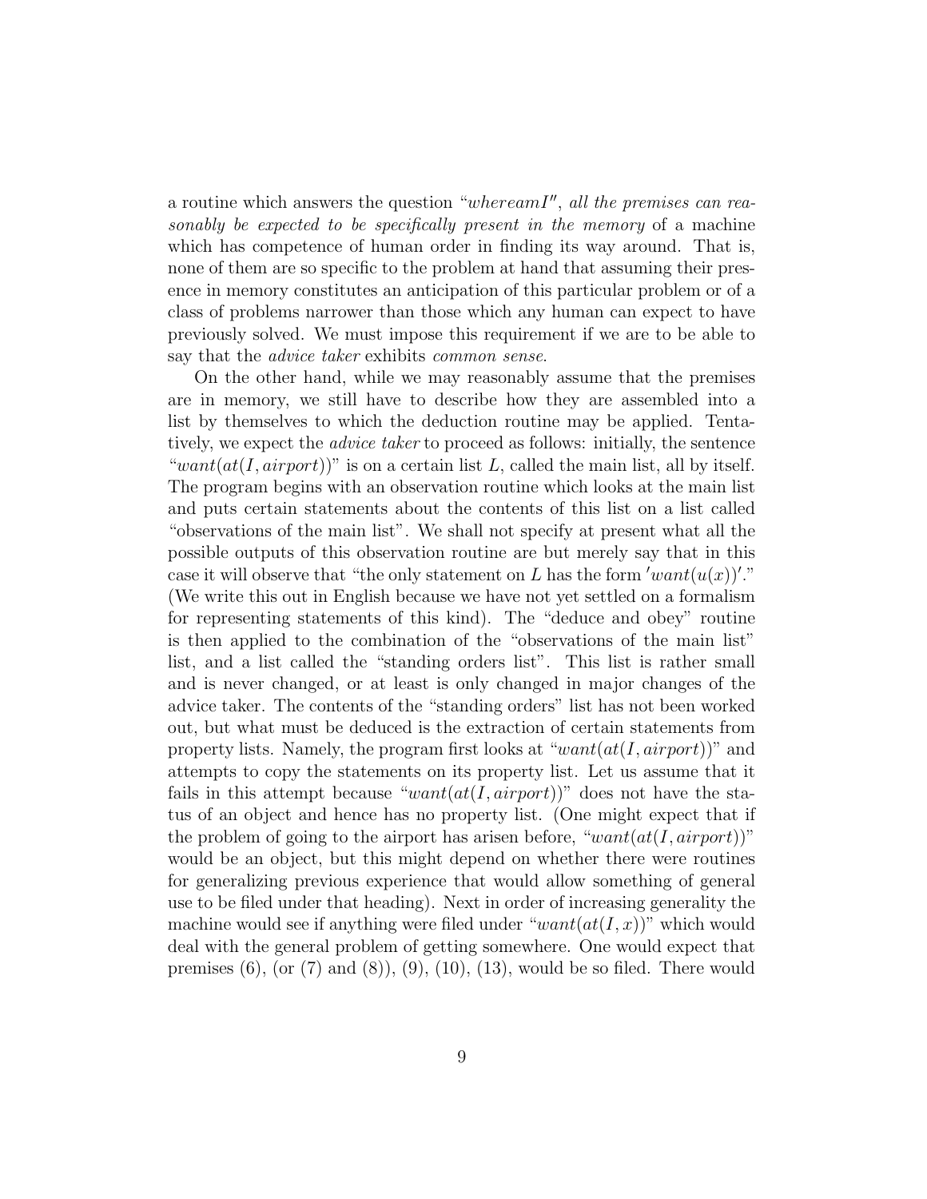a routine which answers the question "$whereamI''$, *all the premises can reasonably be expected to be specifically present in the memory* of a machine which has competence of human order in finding its way around. That is, none of them are so specific to the problem at hand that assuming their presence in memory constitutes an anticipation of this particular problem or of a class of problems narrower than those which any human can expect to have previously solved. We must impose this requirement if we are to be able to say that the *advice taker* exhibits *common sense*.

On the other hand, while we may reasonably assume that the premises are in memory, we still have to describe how they are assembled into a list by themselves to which the deduction routine may be applied. Tentatively, we expect the *advice taker* to proceed as follows: initially, the sentence "$want(at(I, airport))$" is on a certain list $L$, called the main list, all by itself. The program begins with an observation routine which looks at the main list and puts certain statements about the contents of this list on a list called "observations of the main list". We shall not specify at present what all the possible outputs of this observation routine are but merely say that in this case it will observe that "the only statement on $L$ has the form $'want(u(x))'$." (We write this out in English because we have not yet settled on a formalism for representing statements of this kind). The "deduce and obey" routine is then applied to the combination of the "observations of the main list" list, and a list called the "standing orders list". This list is rather small and is never changed, or at least is only changed in major changes of the advice taker. The contents of the "standing orders" list has not been worked out, but what must be deduced is the extraction of certain statements from property lists. Namely, the program first looks at "$want(at(I, airport))$" and attempts to copy the statements on its property list. Let us assume that it fails in this attempt because "$want(at(I, airport))$" does not have the status of an object and hence has no property list. (One might expect that if the problem of going to the airport has arisen before, "$want(at(I, airport))$" would be an object, but this might depend on whether there were routines for generalizing previous experience that would allow something of general use to be filed under that heading). Next in order of increasing generality the machine would see if anything were filed under "$want(at(I, x))$" which would deal with the general problem of getting somewhere. One would expect that premises (6), (or (7) and (8)), (9), (10), (13), would be so filed. There would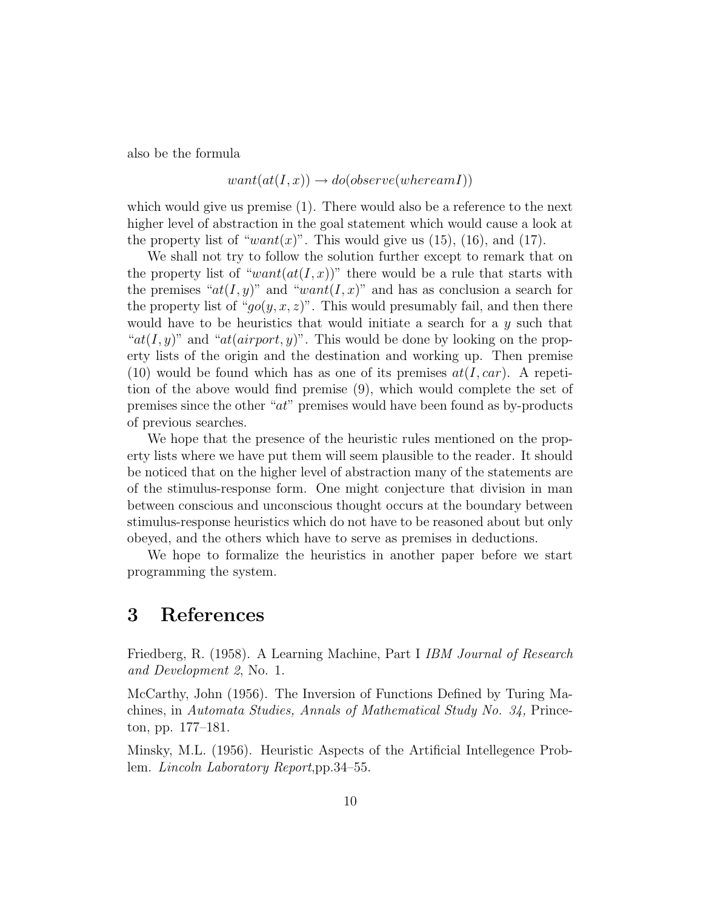also be the formula

$$want(at(I, x)) \rightarrow do(observe(whereamI))$$

which would give us premise (1). There would also be a reference to the next higher level of abstraction in the goal statement which would cause a look at the property list of "$want(x)$". This would give us (15), (16), and (17).

We shall not try to follow the solution further except to remark that on the property list of "$want(at(I, x))$" there would be a rule that starts with the premises "$at(I, y)$" and "$want(I, x)$" and has as conclusion a search for the property list of "$go(y, x, z)$". This would presumably fail, and then there would have to be heuristics that would initiate a search for a $y$ such that "$at(I, y)$" and "$at(airport, y)$". This would be done by looking on the property lists of the origin and the destination and working up. Then premise (10) would be found which has as one of its premises $at(I, car)$. A repetition of the above would find premise (9), which would complete the set of premises since the other "$at$" premises would have been found as by-products of previous searches.

We hope that the presence of the heuristic rules mentioned on the property lists where we have put them will seem plausible to the reader. It should be noticed that on the higher level of abstraction many of the statements are of the stimulus-response form. One might conjecture that division in man between conscious and unconscious thought occurs at the boundary between stimulus-response heuristics which do not have to be reasoned about but only obeyed, and the others which have to serve as premises in deductions.

We hope to formalize the heuristics in another paper before we start programming the system.

# 3 References

Friedberg, R. (1958). A Learning Machine, Part I *IBM Journal of Research and Development 2*, No. 1.

McCarthy, John (1956). The Inversion of Functions Defined by Turing Machines, in *Automata Studies, Annals of Mathematical Study No. 34,* Princeton, pp. 177–181.

Minsky, M.L. (1956). Heuristic Aspects of the Artificial Intellegence Problem. *Lincoln Laboratory Report*,pp.34–55.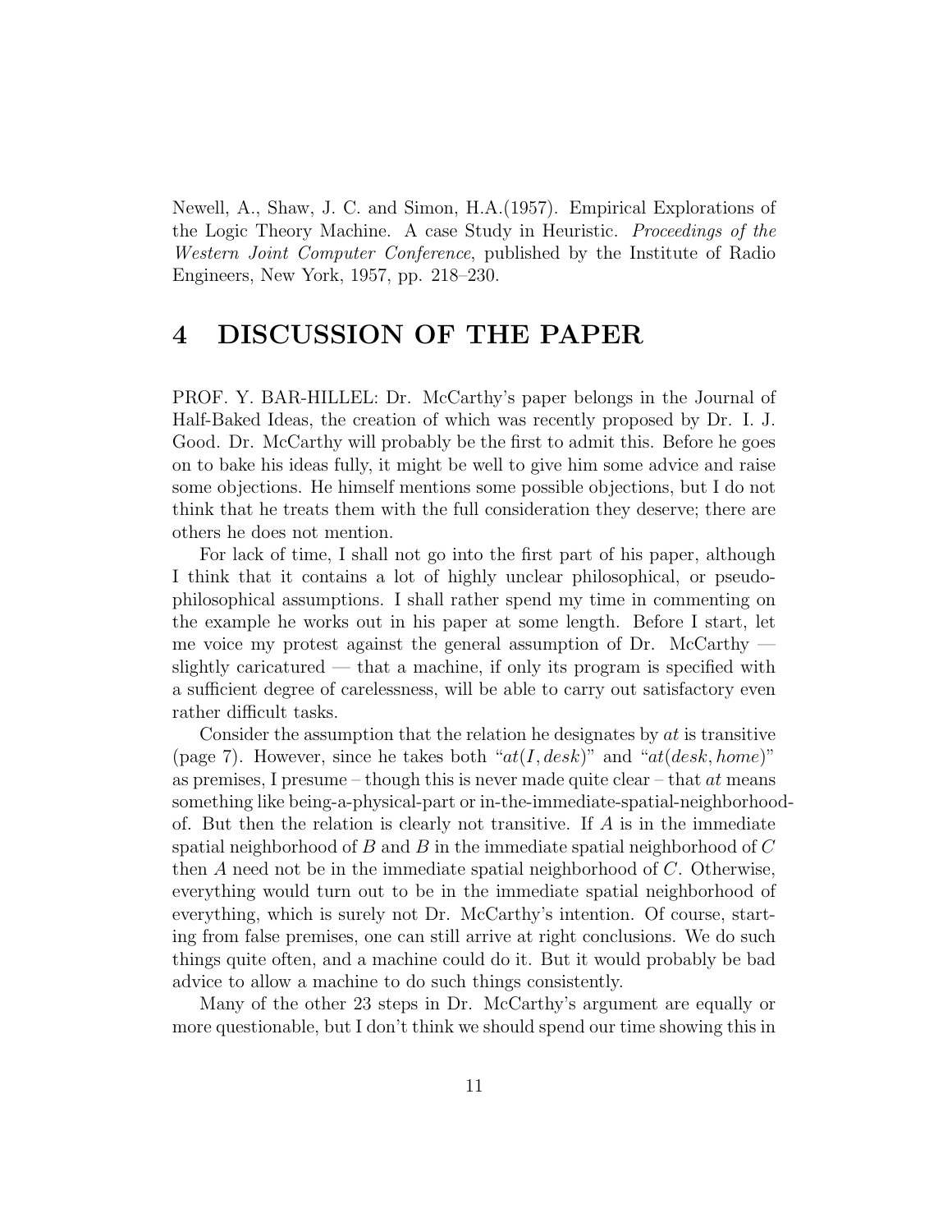Newell, A., Shaw, J. C. and Simon, H.A.(1957). Empirical Explorations of the Logic Theory Machine. A case Study in Heuristic. *Proceedings of the Western Joint Computer Conference*, published by the Institute of Radio Engineers, New York, 1957, pp. 218–230.

# 4 DISCUSSION OF THE PAPER

PROF. Y. BAR-HILLEL: Dr. McCarthy's paper belongs in the Journal of Half-Baked Ideas, the creation of which was recently proposed by Dr. I. J. Good. Dr. McCarthy will probably be the first to admit this. Before he goes on to bake his ideas fully, it might be well to give him some advice and raise some objections. He himself mentions some possible objections, but I do not think that he treats them with the full consideration they deserve; there are others he does not mention.

For lack of time, I shall not go into the first part of his paper, although I think that it contains a lot of highly unclear philosophical, or pseudo-philosophical assumptions. I shall rather spend my time in commenting on the example he works out in his paper at some length. Before I start, let me voice my protest against the general assumption of Dr. McCarthy — slightly caricatured — that a machine, if only its program is specified with a sufficient degree of carelessness, will be able to carry out satisfactory even rather difficult tasks.

Consider the assumption that the relation he designates by *at* is transitive (page 7). However, since he takes both "$at(I, desk)$" and "$at(desk, home)$" as premises, I presume – though this is never made quite clear – that *at* means something like being-a-physical-part or in-the-immediate-spatial-neighborhood-of. But then the relation is clearly not transitive. If $A$ is in the immediate spatial neighborhood of $B$ and $B$ in the immediate spatial neighborhood of $C$ then $A$ need not be in the immediate spatial neighborhood of $C$. Otherwise, everything would turn out to be in the immediate spatial neighborhood of everything, which is surely not Dr. McCarthy's intention. Of course, starting from false premises, one can still arrive at right conclusions. We do such things quite often, and a machine could do it. But it would probably be bad advice to allow a machine to do such things consistently.

Many of the other 23 steps in Dr. McCarthy's argument are equally or more questionable, but I don't think we should spend our time showing this in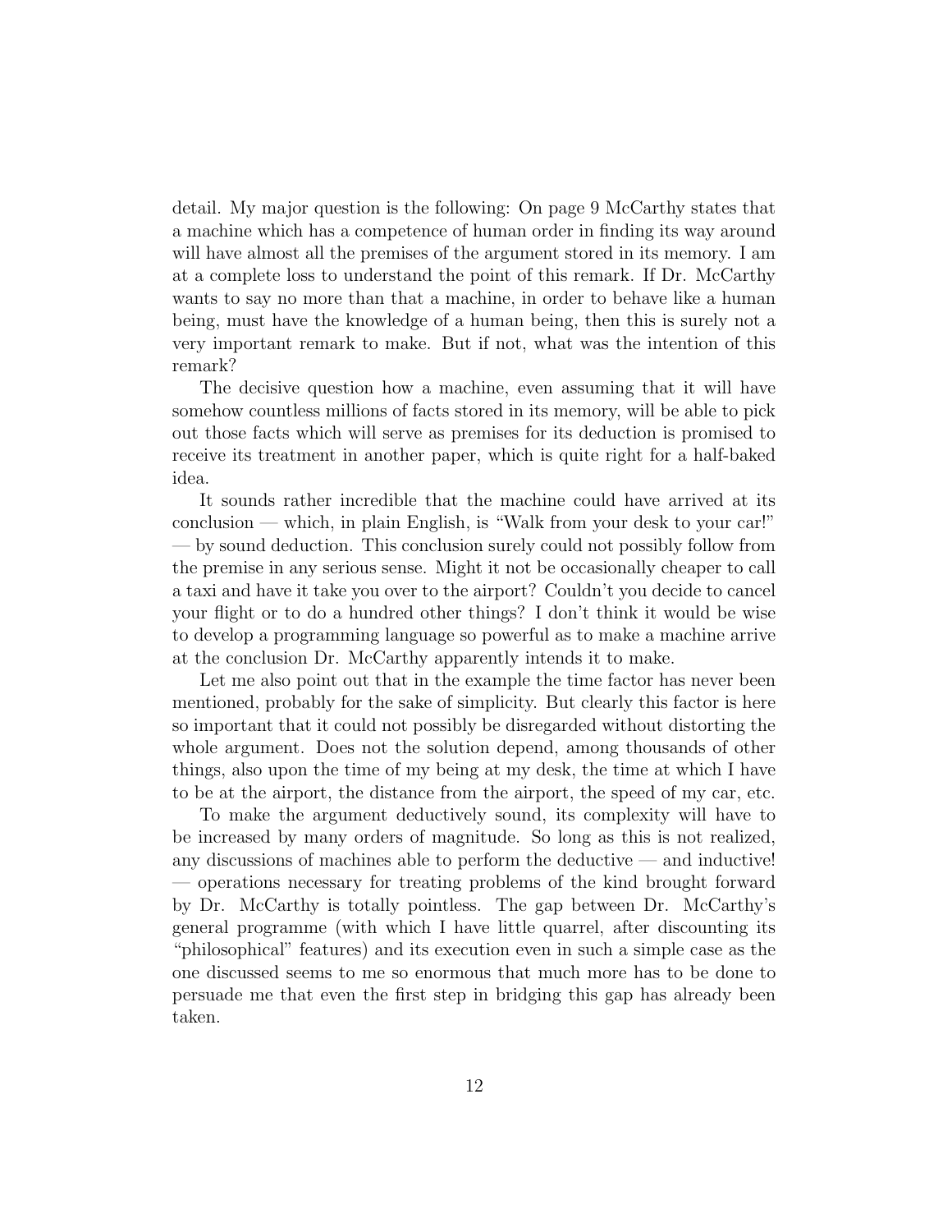detail. My major question is the following: On page 9 McCarthy states that a machine which has a competence of human order in finding its way around will have almost all the premises of the argument stored in its memory. I am at a complete loss to understand the point of this remark. If Dr. McCarthy wants to say no more than that a machine, in order to behave like a human being, must have the knowledge of a human being, then this is surely not a very important remark to make. But if not, what was the intention of this remark?

The decisive question how a machine, even assuming that it will have somehow countless millions of facts stored in its memory, will be able to pick out those facts which will serve as premises for its deduction is promised to receive its treatment in another paper, which is quite right for a half-baked idea.

It sounds rather incredible that the machine could have arrived at its conclusion — which, in plain English, is "Walk from your desk to your car!" — by sound deduction. This conclusion surely could not possibly follow from the premise in any serious sense. Might it not be occasionally cheaper to call a taxi and have it take you over to the airport? Couldn't you decide to cancel your flight or to do a hundred other things? I don't think it would be wise to develop a programming language so powerful as to make a machine arrive at the conclusion Dr. McCarthy apparently intends it to make.

Let me also point out that in the example the time factor has never been mentioned, probably for the sake of simplicity. But clearly this factor is here so important that it could not possibly be disregarded without distorting the whole argument. Does not the solution depend, among thousands of other things, also upon the time of my being at my desk, the time at which I have to be at the airport, the distance from the airport, the speed of my car, etc.

To make the argument deductively sound, its complexity will have to be increased by many orders of magnitude. So long as this is not realized, any discussions of machines able to perform the deductive — and inductive! — operations necessary for treating problems of the kind brought forward by Dr. McCarthy is totally pointless. The gap between Dr. McCarthy's general programme (with which I have little quarrel, after discounting its "philosophical" features) and its execution even in such a simple case as the one discussed seems to me so enormous that much more has to be done to persuade me that even the first step in bridging this gap has already been taken.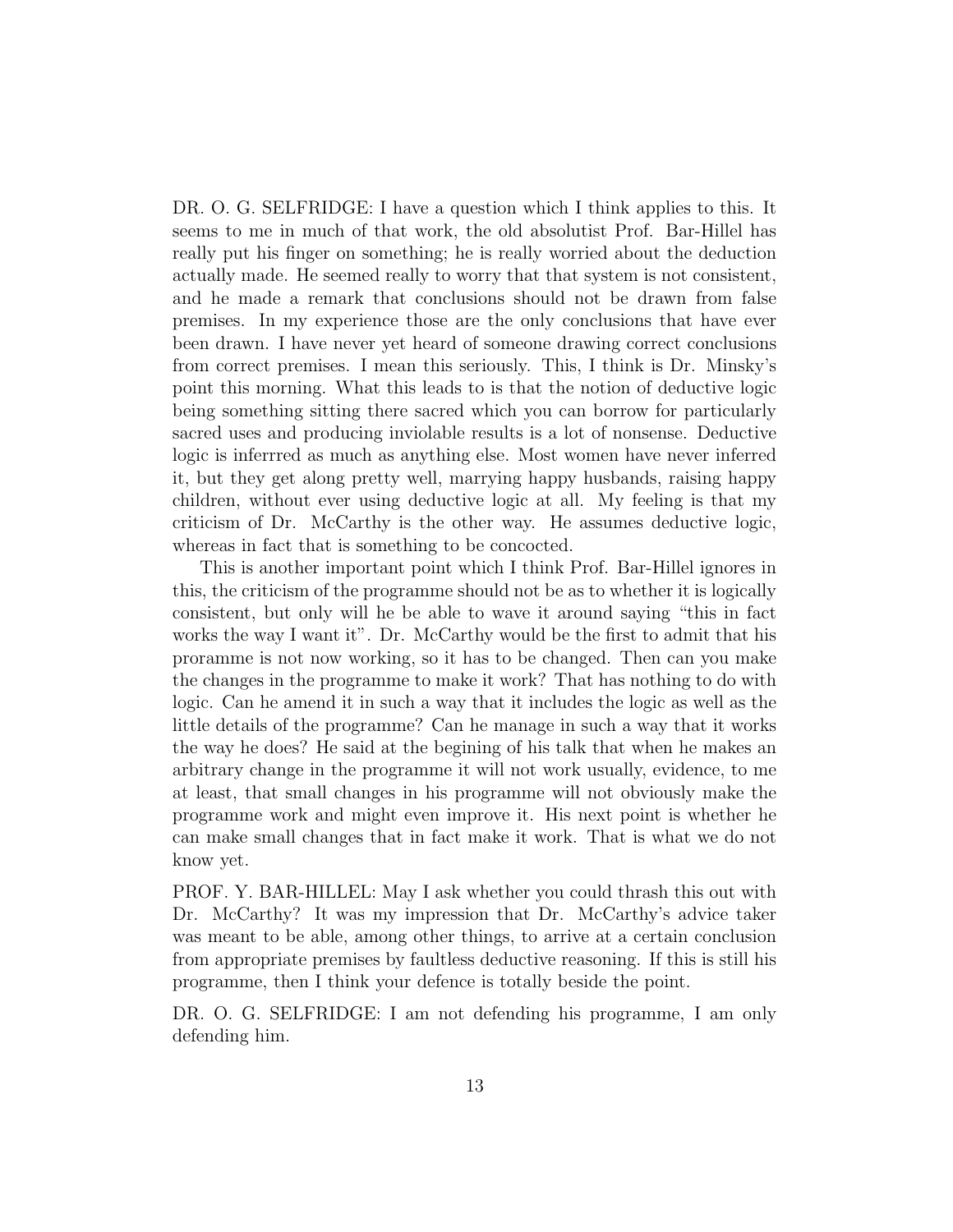DR. O. G. SELFRIDGE: I have a question which I think applies to this. It seems to me in much of that work, the old absolutist Prof. Bar-Hillel has really put his finger on something; he is really worried about the deduction actually made. He seemed really to worry that that system is not consistent, and he made a remark that conclusions should not be drawn from false premises. In my experience those are the only conclusions that have ever been drawn. I have never yet heard of someone drawing correct conclusions from correct premises. I mean this seriously. This, I think is Dr. Minsky's point this morning. What this leads to is that the notion of deductive logic being something sitting there sacred which you can borrow for particularly sacred uses and producing inviolable results is a lot of nonsense. Deductive logic is inferrred as much as anything else. Most women have never inferred it, but they get along pretty well, marrying happy husbands, raising happy children, without ever using deductive logic at all. My feeling is that my criticism of Dr. McCarthy is the other way. He assumes deductive logic, whereas in fact that is something to be concocted.

This is another important point which I think Prof. Bar-Hillel ignores in this, the criticism of the programme should not be as to whether it is logically consistent, but only will he be able to wave it around saying "this in fact works the way I want it". Dr. McCarthy would be the first to admit that his proramme is not now working, so it has to be changed. Then can you make the changes in the programme to make it work? That has nothing to do with logic. Can he amend it in such a way that it includes the logic as well as the little details of the programme? Can he manage in such a way that it works the way he does? He said at the begining of his talk that when he makes an arbitrary change in the programme it will not work usually, evidence, to me at least, that small changes in his programme will not obviously make the programme work and might even improve it. His next point is whether he can make small changes that in fact make it work. That is what we do not know yet.

PROF. Y. BAR-HILLEL: May I ask whether you could thrash this out with Dr. McCarthy? It was my impression that Dr. McCarthy's advice taker was meant to be able, among other things, to arrive at a certain conclusion from appropriate premises by faultless deductive reasoning. If this is still his programme, then I think your defence is totally beside the point.

DR. O. G. SELFRIDGE: I am not defending his programme, I am only defending him.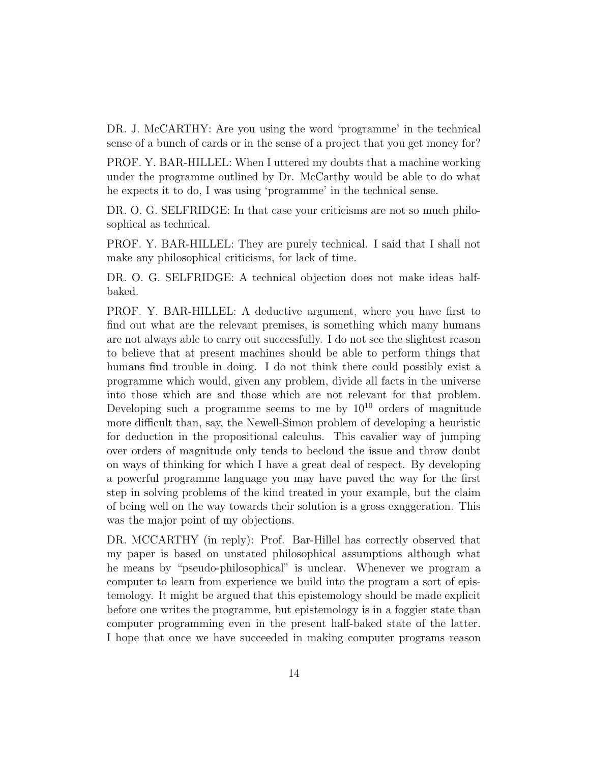DR. J. McCARTHY: Are you using the word 'programme' in the technical sense of a bunch of cards or in the sense of a project that you get money for?

PROF. Y. BAR-HILLEL: When I uttered my doubts that a machine working under the programme outlined by Dr. McCarthy would be able to do what he expects it to do, I was using 'programme' in the technical sense.

DR. O. G. SELFRIDGE: In that case your criticisms are not so much philosophical as technical.

PROF. Y. BAR-HILLEL: They are purely technical. I said that I shall not make any philosophical criticisms, for lack of time.

DR. O. G. SELFRIDGE: A technical objection does not make ideas half-baked.

PROF. Y. BAR-HILLEL: A deductive argument, where you have first to find out what are the relevant premises, is something which many humans are not always able to carry out successfully. I do not see the slightest reason to believe that at present machines should be able to perform things that humans find trouble in doing. I do not think there could possibly exist a programme which would, given any problem, divide all facts in the universe into those which are and those which are not relevant for that problem. Developing such a programme seems to me by $10^{10}$ orders of magnitude more difficult than, say, the Newell-Simon problem of developing a heuristic for deduction in the propositional calculus. This cavalier way of jumping over orders of magnitude only tends to becloud the issue and throw doubt on ways of thinking for which I have a great deal of respect. By developing a powerful programme language you may have paved the way for the first step in solving problems of the kind treated in your example, but the claim of being well on the way towards their solution is a gross exaggeration. This was the major point of my objections.

DR. MCCARTHY (in reply): Prof. Bar-Hillel has correctly observed that my paper is based on unstated philosophical assumptions although what he means by "pseudo-philosophical" is unclear. Whenever we program a computer to learn from experience we build into the program a sort of epistemology. It might be argued that this epistemology should be made explicit before one writes the programme, but epistemology is in a foggier state than computer programming even in the present half-baked state of the latter. I hope that once we have succeeded in making computer programs reason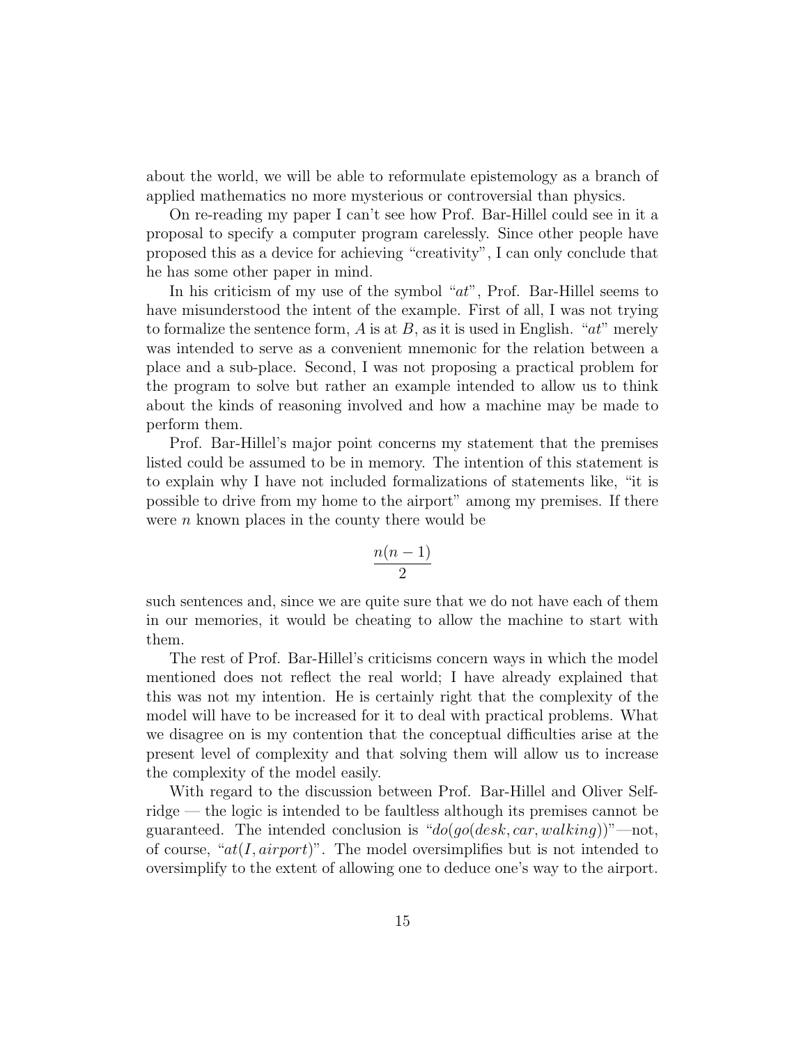about the world, we will be able to reformulate epistemology as a branch of applied mathematics no more mysterious or controversial than physics.

On re-reading my paper I can't see how Prof. Bar-Hillel could see in it a proposal to specify a computer program carelessly. Since other people have proposed this as a device for achieving "creativity", I can only conclude that he has some other paper in mind.

In his criticism of my use of the symbol "$at$", Prof. Bar-Hillel seems to have misunderstood the intent of the example. First of all, I was not trying to formalize the sentence form, $A$ is at $B$, as it is used in English. "$at$" merely was intended to serve as a convenient mnemonic for the relation between a place and a sub-place. Second, I was not proposing a practical problem for the program to solve but rather an example intended to allow us to think about the kinds of reasoning involved and how a machine may be made to perform them.

Prof. Bar-Hillel's major point concerns my statement that the premises listed could be assumed to be in memory. The intention of this statement is to explain why I have not included formalizations of statements like, "it is possible to drive from my home to the airport" among my premises. If there were $n$ known places in the county there would be

$$\frac{n(n-1)}{2}$$

such sentences and, since we are quite sure that we do not have each of them in our memories, it would be cheating to allow the machine to start with them.

The rest of Prof. Bar-Hillel's criticisms concern ways in which the model mentioned does not reflect the real world; I have already explained that this was not my intention. He is certainly right that the complexity of the model will have to be increased for it to deal with practical problems. What we disagree on is my contention that the conceptual difficulties arise at the present level of complexity and that solving them will allow us to increase the complexity of the model easily.

With regard to the discussion between Prof. Bar-Hillel and Oliver Selfridge — the logic is intended to be faultless although its premises cannot be guaranteed. The intended conclusion is "$do(go(desk, car, walking))$"—not, of course, "$at(I, airport)$". The model oversimplifies but is not intended to oversimplify to the extent of allowing one to deduce one's way to the airport.